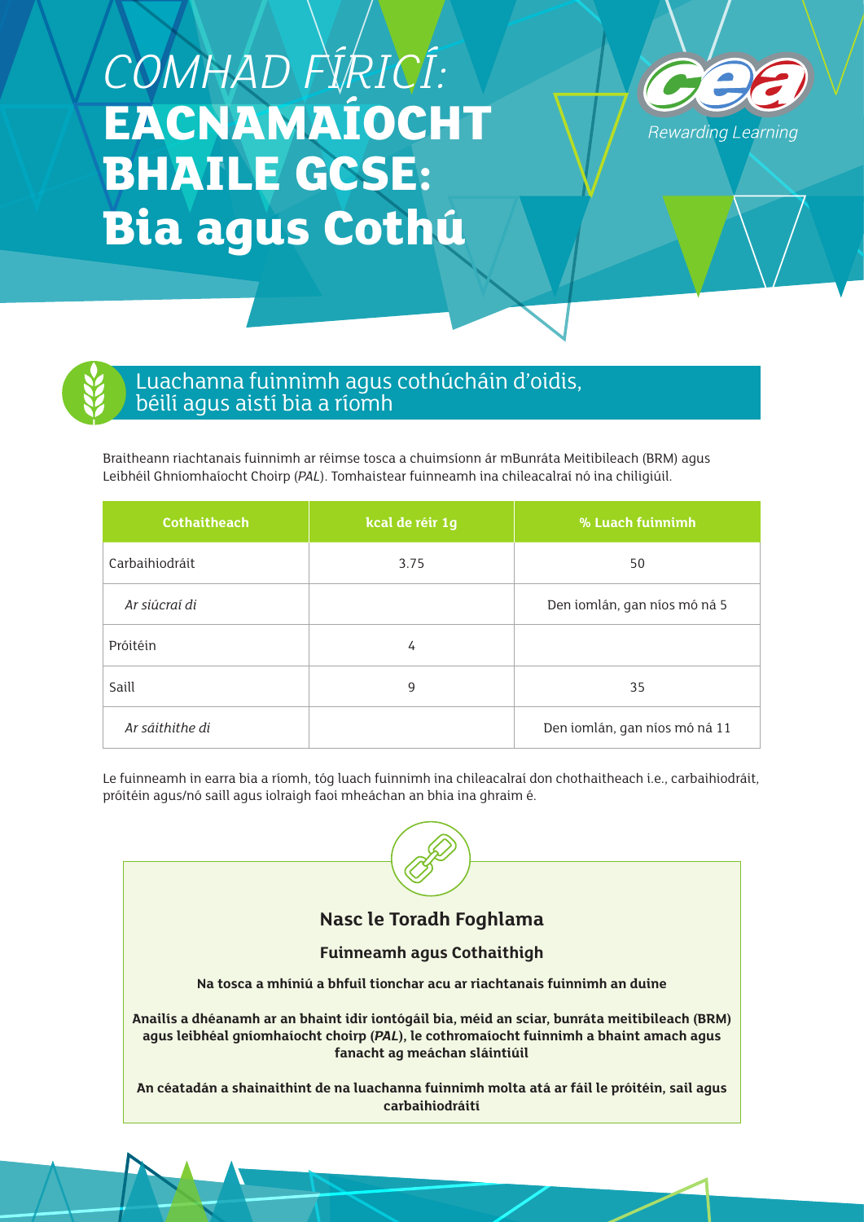# *COMHAD FÍRICÍ:* **EACNAMAÍOCHT BHAILE GCSE: Bia agus Cothú**

Rewarding Learning

## Luachanna fuinnimh agus cothúcháin d'oidis, béilí agus aistí bia a ríomh

Braitheann riachtanais fuinnimh ar réimse tosca a chuimsíonn ár mBunráta Meitibileach (BRM) agus Leibhéil Ghníomhaíocht Choirp (*PAL*). Tomhaistear fuinneamh ina chileacalraí nó ina chiligiúil.

| Cothaitheach | kcal de réir 1g | % Luach fuinnimh |
|---|---|---|
| Carbaihiodráit | 3.75 | 50 |
| *Ar siúcraí di* | | Den iomlán, gan níos mó ná 5 |
| Próitéin | 4 | |
| Saill | 9 | 35 |
| *Ar sáithithe di* | | Den iomlán, gan níos mó ná 11 |

Le fuinneamh in earra bia a ríomh, tóg luach fuinnimh ina chileacalraí don chothaitheach i.e., carbaihiodráit, próitéin agus/nó saill agus iolraigh faoi mheáchan an bhia ina ghraim é.

### Nasc le Toradh Foghlama

**Fuinneamh agus Cothaithigh**

**Na tosca a mhíniú a bhfuil tionchar acu ar riachtanais fuinnimh an duine**

**Anailís a dhéanamh ar an bhaint idir iontógáil bia, méid an sciar, bunráta meitibileach (BRM) agus leibhéal gníomhaíocht choirp (*PAL*), le cothromaíocht fuinnimh a bhaint amach agus fanacht ag meáchan sláintiúil**

**An céatadán a shainaithint de na luachanna fuinnimh molta atá ar fáil le próitéin, sail agus carbaihiodráití**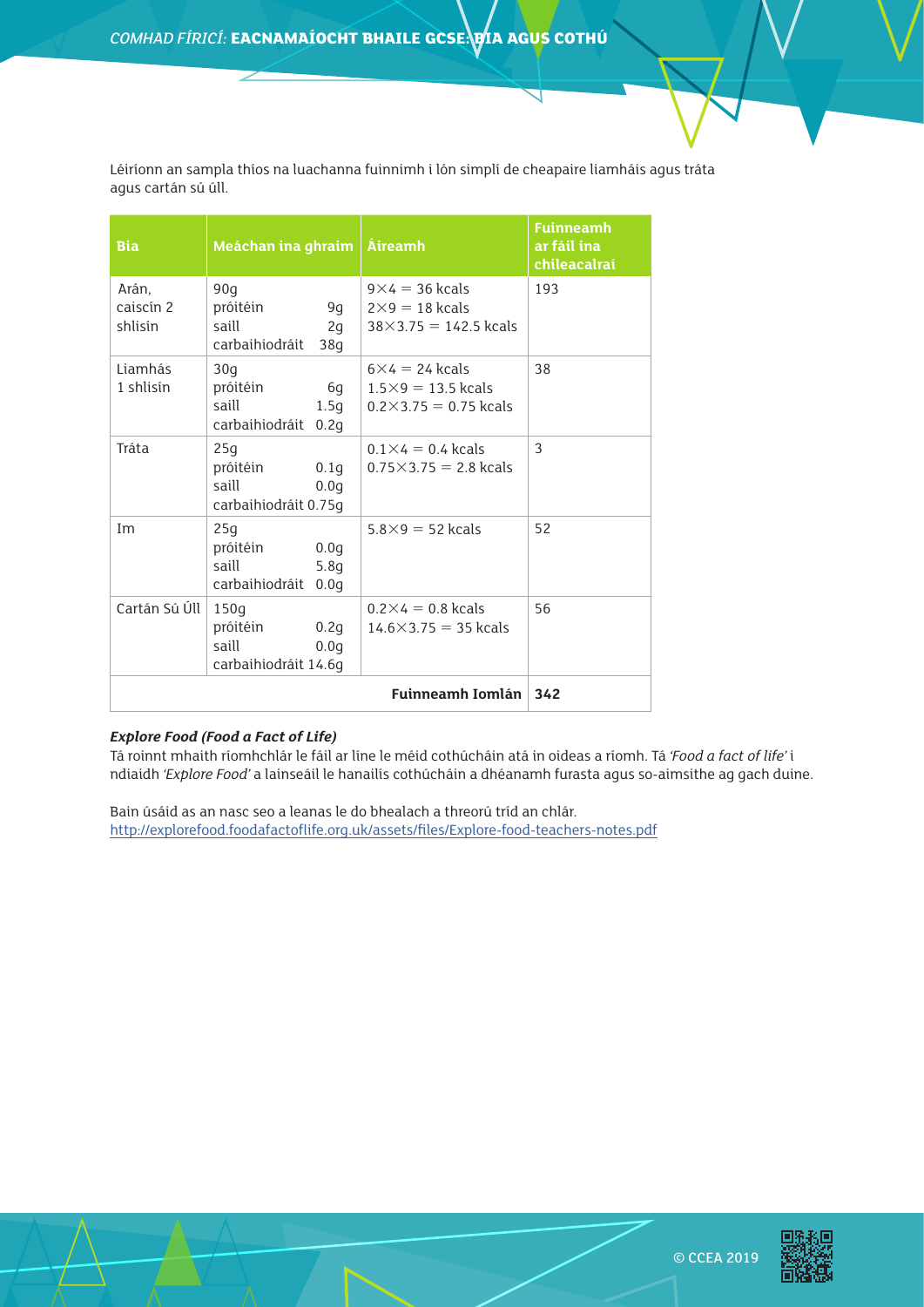Léiríonn an sampla thíos na luachanna fuinnimh i lón simplí de cheapaire liamháis agus tráta agus cartán sú úll.

| Bia | Meáchan ina ghraim | Áireamh | Fuinneamh ar fáil ina chileacalraí |
|---|---|---|---|
| Arán, caiscín 2 shlisín | 90g<br>próitéin 9g<br>saill 2g<br>carbaihiodráit 38g | $9 \times 4 = 36$ kcals<br>$2 \times 9 = 18$ kcals<br>$38 \times 3.75 = 142.5$ kcals | 193 |
| Liamhás 1 shlisín | 30g<br>próitéin 6g<br>saill 1.5g<br>carbaihiodráit 0.2g | $6 \times 4 = 24$ kcals<br>$1.5 \times 9 = 13.5$ kcals<br>$0.2 \times 3.75 = 0.75$ kcals | 38 |
| Tráta | 25g<br>próitéin 0.1g<br>saill 0.0g<br>carbaihiodráit 0.75g | $0.1 \times 4 = 0.4$ kcals<br>$0.75 \times 3.75 = 2.8$ kcals | 3 |
| Im | 25g<br>próitéin 0.0g<br>saill 5.8g<br>carbaihiodráit 0.0g | $5.8 \times 9 = 52$ kcals | 52 |
| Cartán Sú Úll | 150g<br>próitéin 0.2g<br>saill 0.0g<br>carbaihiodráit 14.6g | $0.2 \times 4 = 0.8$ kcals<br>$14.6 \times 3.75 = 35$ kcals | 56 |
| | | **Fuinneamh Iomlán** | **342** |

***Explore Food (Food a Fact of Life)***

Tá roinnt mhaith ríomhchlár le fáil ar líne le méid cothúcháin atá in oideas a ríomh. Tá *'Food a fact of life'* i ndiaidh *'Explore Food'* a lainseáil le hanailís cothúcháin a dhéanamh furasta agus so-aimsithe ag gach duine.

Bain úsáid as an nasc seo a leanas le do bhealach a threorú tríd an chlár.
http://explorefood.foodafactoflife.org.uk/assets/files/Explore-food-teachers-notes.pdf